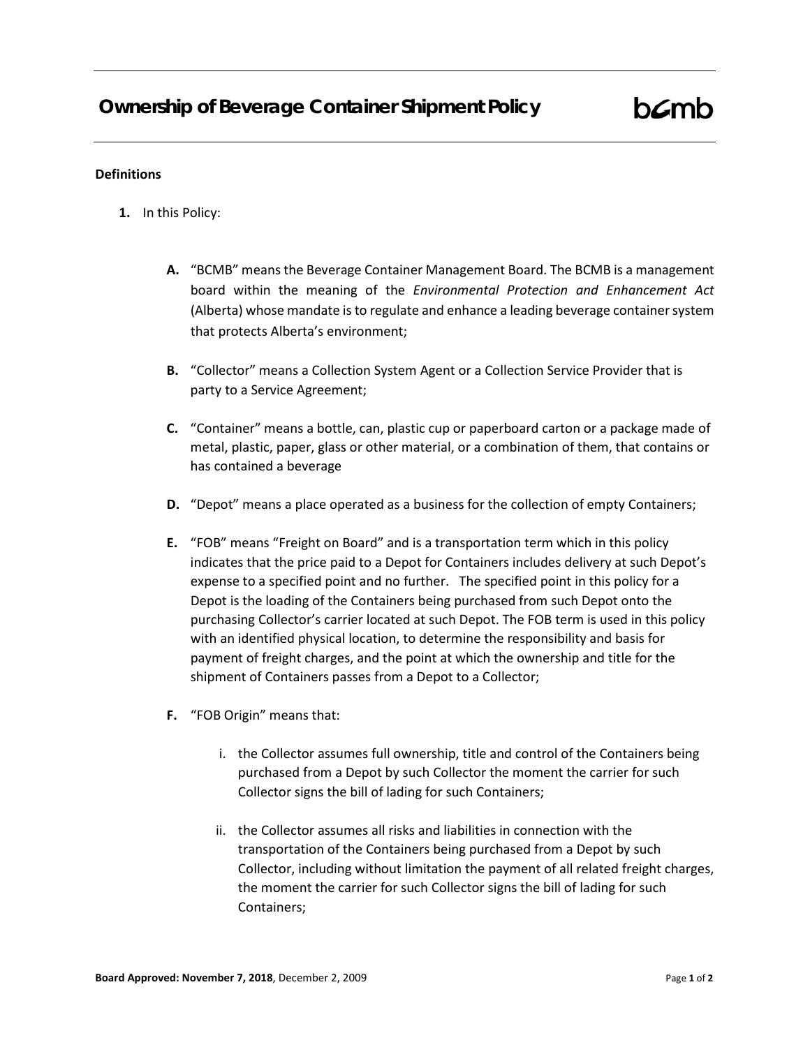# Ownership of Beverage Container Shipment Policy

**bcmb**

**Definitions**

1. In this Policy:

   A. "BCMB" means the Beverage Container Management Board. The BCMB is a management board within the meaning of the *Environmental Protection and Enhancement Act* (Alberta) whose mandate is to regulate and enhance a leading beverage container system that protects Alberta's environment;

   B. "Collector" means a Collection System Agent or a Collection Service Provider that is party to a Service Agreement;

   C. "Container" means a bottle, can, plastic cup or paperboard carton or a package made of metal, plastic, paper, glass or other material, or a combination of them, that contains or has contained a beverage

   D. "Depot" means a place operated as a business for the collection of empty Containers;

   E. "FOB" means "Freight on Board" and is a transportation term which in this policy indicates that the price paid to a Depot for Containers includes delivery at such Depot's expense to a specified point and no further. The specified point in this policy for a Depot is the loading of the Containers being purchased from such Depot onto the purchasing Collector's carrier located at such Depot. The FOB term is used in this policy with an identified physical location, to determine the responsibility and basis for payment of freight charges, and the point at which the ownership and title for the shipment of Containers passes from a Depot to a Collector;

   F. "FOB Origin" means that:

      i. the Collector assumes full ownership, title and control of the Containers being purchased from a Depot by such Collector the moment the carrier for such Collector signs the bill of lading for such Containers;

      ii. the Collector assumes all risks and liabilities in connection with the transportation of the Containers being purchased from a Depot by such Collector, including without limitation the payment of all related freight charges, the moment the carrier for such Collector signs the bill of lading for such Containers;

**Board Approved: November 7, 2018**, December 2, 2009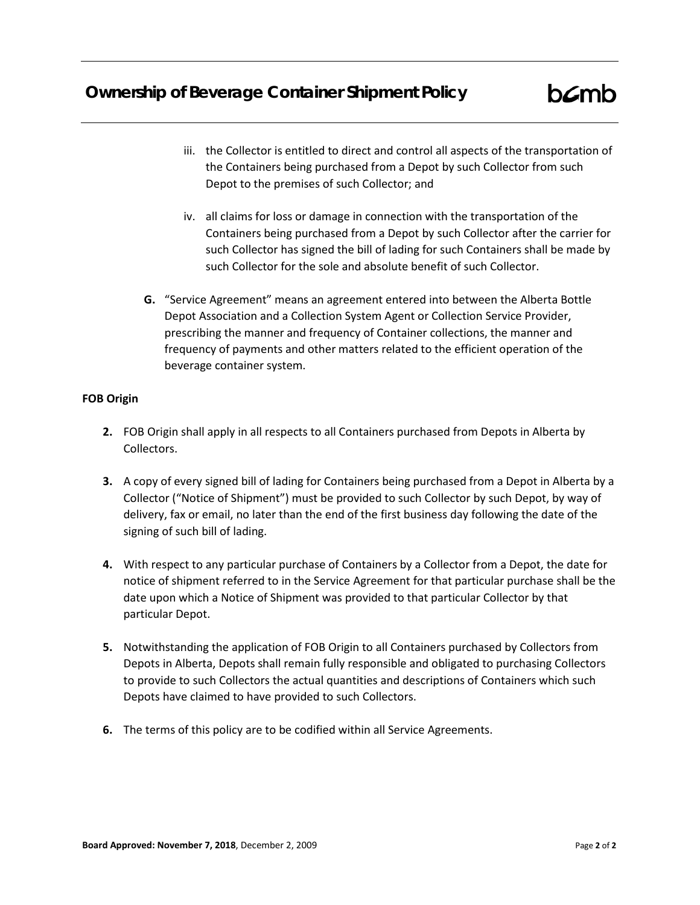iii. the Collector is entitled to direct and control all aspects of the transportation of the Containers being purchased from a Depot by such Collector from such Depot to the premises of such Collector; and

iv. all claims for loss or damage in connection with the transportation of the Containers being purchased from a Depot by such Collector after the carrier for such Collector has signed the bill of lading for such Containers shall be made by such Collector for the sole and absolute benefit of such Collector.

**G.** "Service Agreement" means an agreement entered into between the Alberta Bottle Depot Association and a Collection System Agent or Collection Service Provider, prescribing the manner and frequency of Container collections, the manner and frequency of payments and other matters related to the efficient operation of the beverage container system.

**FOB Origin**

**2.** FOB Origin shall apply in all respects to all Containers purchased from Depots in Alberta by Collectors.

**3.** A copy of every signed bill of lading for Containers being purchased from a Depot in Alberta by a Collector ("Notice of Shipment") must be provided to such Collector by such Depot, by way of delivery, fax or email, no later than the end of the first business day following the date of the signing of such bill of lading.

**4.** With respect to any particular purchase of Containers by a Collector from a Depot, the date for notice of shipment referred to in the Service Agreement for that particular purchase shall be the date upon which a Notice of Shipment was provided to that particular Collector by that particular Depot.

**5.** Notwithstanding the application of FOB Origin to all Containers purchased by Collectors from Depots in Alberta, Depots shall remain fully responsible and obligated to purchasing Collectors to provide to such Collectors the actual quantities and descriptions of Containers which such Depots have claimed to have provided to such Collectors.

**6.** The terms of this policy are to be codified within all Service Agreements.